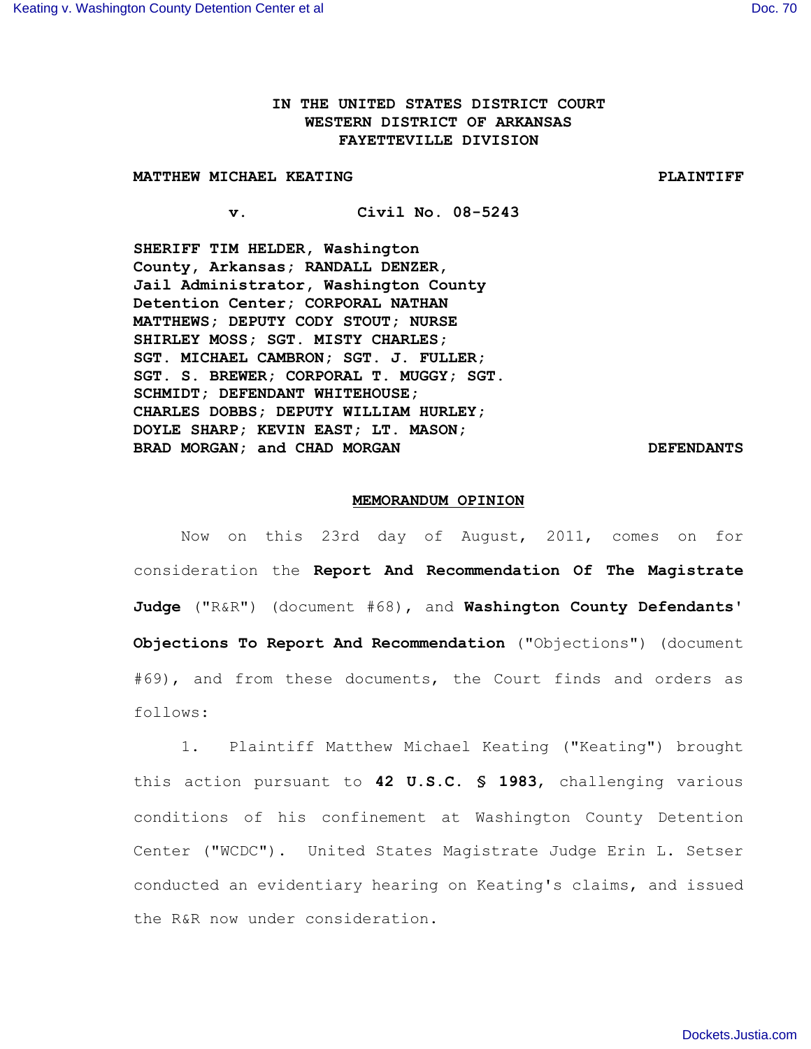IN THE UNITED STATES DISTRICT COURT
WESTERN DISTRICT OF ARKANSAS
FAYETTEVILLE DIVISION

**MATTHEW MICHAEL KEATING** **PLAINTIFF**

**v.** **Civil No. 08-5243**

**SHERIFF TIM HELDER, Washington County, Arkansas; RANDALL DENZER, Jail Administrator, Washington County Detention Center; CORPORAL NATHAN MATTHEWS; DEPUTY CODY STOUT; NURSE SHIRLEY MOSS; SGT. MISTY CHARLES; SGT. MICHAEL CAMBRON; SGT. J. FULLER; SGT. S. BREWER; CORPORAL T. MUGGY; SGT. SCHMIDT; DEFENDANT WHITEHOUSE; CHARLES DOBBS; DEPUTY WILLIAM HURLEY; DOYLE SHARP; KEVIN EAST; LT. MASON; BRAD MORGAN; and CHAD MORGAN** **DEFENDANTS**

**MEMORANDUM OPINION**

Now on this 23rd day of August, 2011, comes on for consideration the **Report And Recommendation Of The Magistrate Judge** ("R&R") (document #68), and **Washington County Defendants' Objections To Report And Recommendation** ("Objections") (document #69), and from these documents, the Court finds and orders as follows:

1. Plaintiff Matthew Michael Keating ("Keating") brought this action pursuant to **42 U.S.C. § 1983**, challenging various conditions of his confinement at Washington County Detention Center ("WCDC"). United States Magistrate Judge Erin L. Setser conducted an evidentiary hearing on Keating's claims, and issued the R&R now under consideration.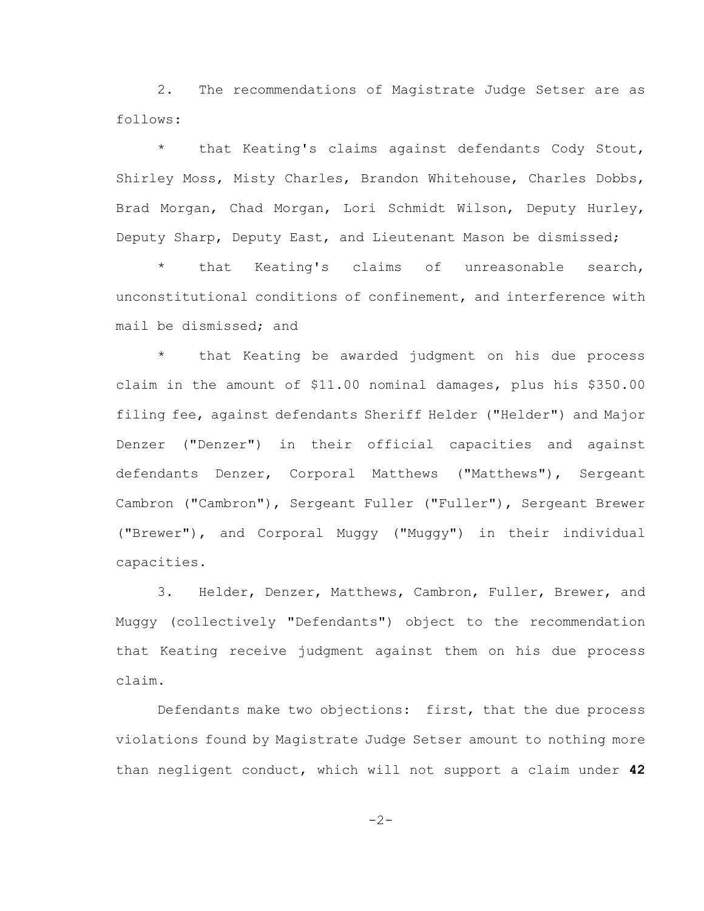2. The recommendations of Magistrate Judge Setser are as follows:

* that Keating's claims against defendants Cody Stout, Shirley Moss, Misty Charles, Brandon Whitehouse, Charles Dobbs, Brad Morgan, Chad Morgan, Lori Schmidt Wilson, Deputy Hurley, Deputy Sharp, Deputy East, and Lieutenant Mason be dismissed;

* that Keating's claims of unreasonable search, unconstitutional conditions of confinement, and interference with mail be dismissed; and

* that Keating be awarded judgment on his due process claim in the amount of $11.00 nominal damages, plus his $350.00 filing fee, against defendants Sheriff Helder ("Helder") and Major Denzer ("Denzer") in their official capacities and against defendants Denzer, Corporal Matthews ("Matthews"), Sergeant Cambron ("Cambron"), Sergeant Fuller ("Fuller"), Sergeant Brewer ("Brewer"), and Corporal Muggy ("Muggy") in their individual capacities.

3. Helder, Denzer, Matthews, Cambron, Fuller, Brewer, and Muggy (collectively "Defendants") object to the recommendation that Keating receive judgment against them on his due process claim.

Defendants make two objections: first, that the due process violations found by Magistrate Judge Setser amount to nothing more than negligent conduct, which will not support a claim under **42**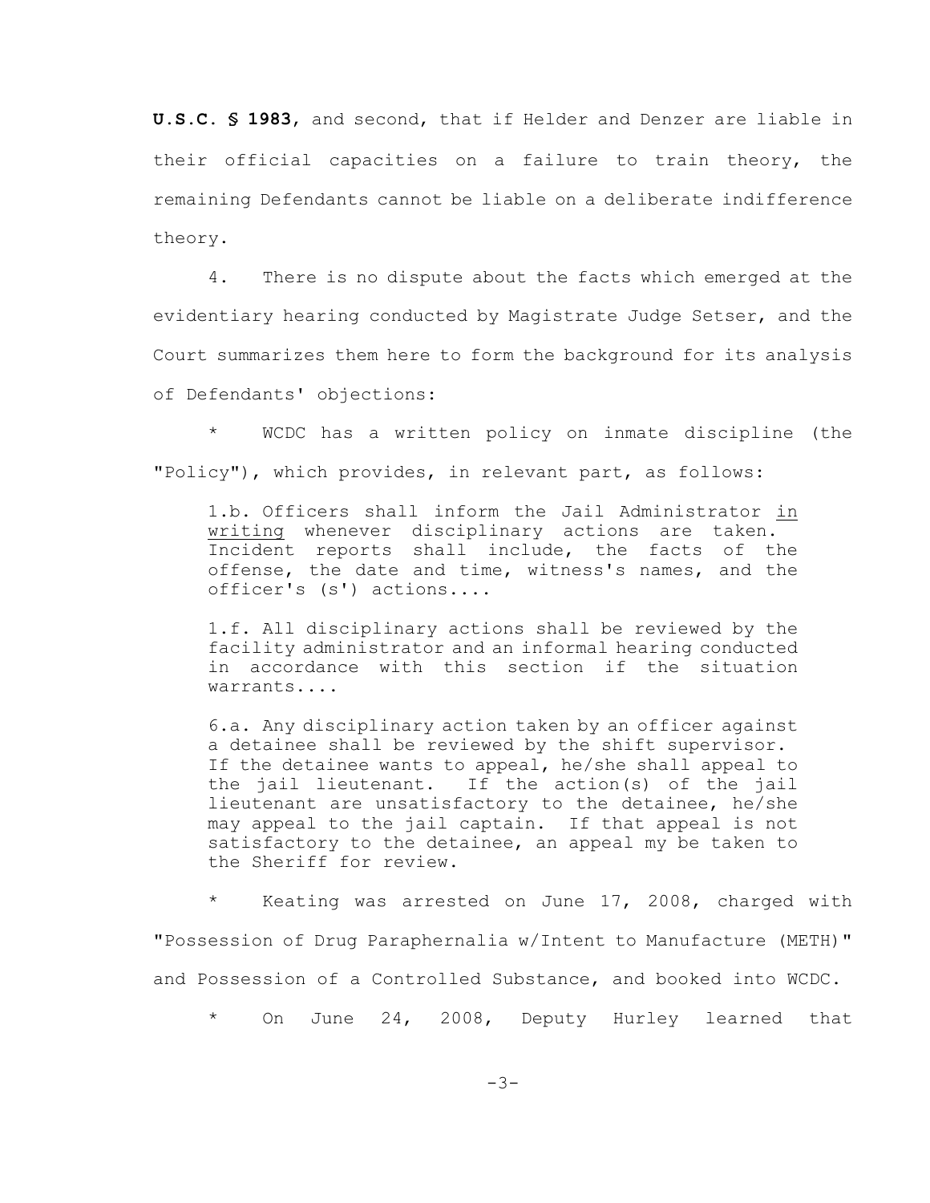**U.S.C. § 1983**, and second, that if Helder and Denzer are liable in their official capacities on a failure to train theory, the remaining Defendants cannot be liable on a deliberate indifference theory.

4. There is no dispute about the facts which emerged at the evidentiary hearing conducted by Magistrate Judge Setser, and the Court summarizes them here to form the background for its analysis of Defendants' objections:

* WCDC has a written policy on inmate discipline (the "Policy"), which provides, in relevant part, as follows:

> 1.b. Officers shall inform the Jail Administrator <u>in writing</u> whenever disciplinary actions are taken. Incident reports shall include, the facts of the offense, the date and time, witness's names, and the officer's (s') actions....
>
> 1.f. All disciplinary actions shall be reviewed by the facility administrator and an informal hearing conducted in accordance with this section if the situation warrants....
>
> 6.a. Any disciplinary action taken by an officer against a detainee shall be reviewed by the shift supervisor. If the detainee wants to appeal, he/she shall appeal to the jail lieutenant. If the action(s) of the jail lieutenant are unsatisfactory to the detainee, he/she may appeal to the jail captain. If that appeal is not satisfactory to the detainee, an appeal my be taken to the Sheriff for review.

* Keating was arrested on June 17, 2008, charged with "Possession of Drug Paraphernalia w/Intent to Manufacture (METH)" and Possession of a Controlled Substance, and booked into WCDC.

* On June 24, 2008, Deputy Hurley learned that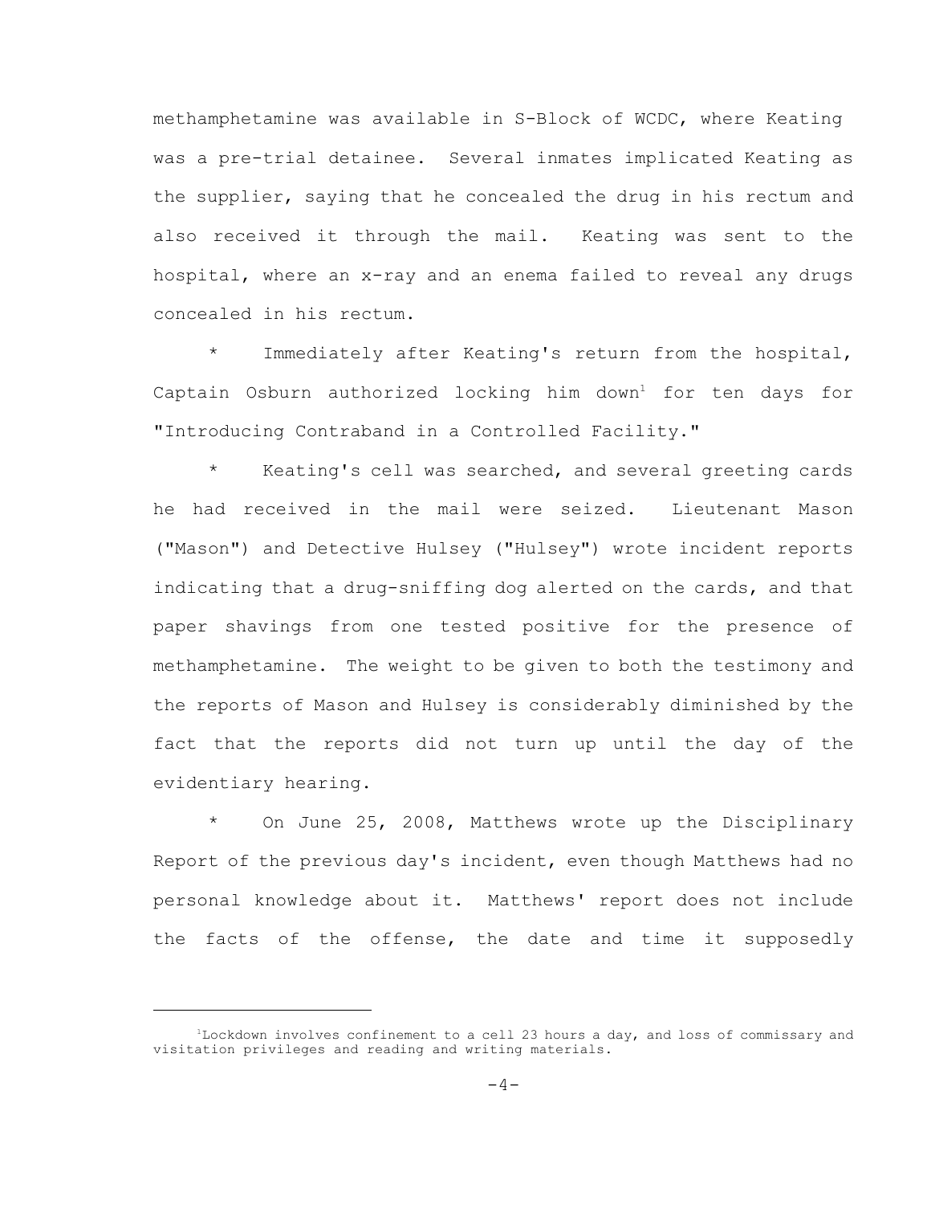methamphetamine was available in S-Block of WCDC, where Keating was a pre-trial detainee. Several inmates implicated Keating as the supplier, saying that he concealed the drug in his rectum and also received it through the mail. Keating was sent to the hospital, where an x-ray and an enema failed to reveal any drugs concealed in his rectum.

* Immediately after Keating's return from the hospital, Captain Osburn authorized locking him down[1] for ten days for "Introducing Contraband in a Controlled Facility."

* Keating's cell was searched, and several greeting cards he had received in the mail were seized. Lieutenant Mason ("Mason") and Detective Hulsey ("Hulsey") wrote incident reports indicating that a drug-sniffing dog alerted on the cards, and that paper shavings from one tested positive for the presence of methamphetamine. The weight to be given to both the testimony and the reports of Mason and Hulsey is considerably diminished by the fact that the reports did not turn up until the day of the evidentiary hearing.

* On June 25, 2008, Matthews wrote up the Disciplinary Report of the previous day's incident, even though Matthews had no personal knowledge about it. Matthews' report does not include the facts of the offense, the date and time it supposedly

---

[1] Lockdown involves confinement to a cell 23 hours a day, and loss of commissary and visitation privileges and reading and writing materials.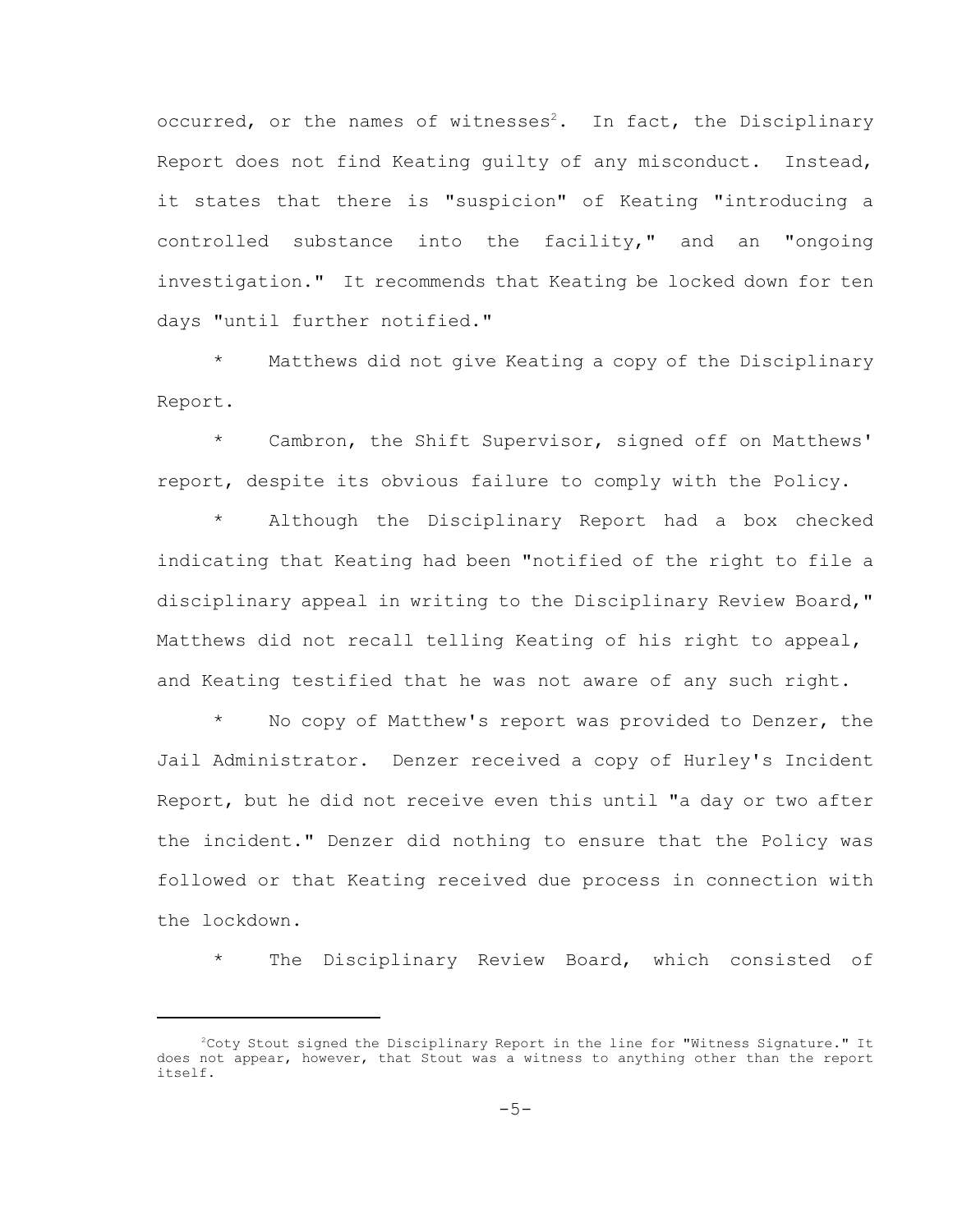occurred, or the names of witnesses[2]. In fact, the Disciplinary Report does not find Keating guilty of any misconduct. Instead, it states that there is "suspicion" of Keating "introducing a controlled substance into the facility," and an "ongoing investigation." It recommends that Keating be locked down for ten days "until further notified."

* Matthews did not give Keating a copy of the Disciplinary Report.

* Cambron, the Shift Supervisor, signed off on Matthews' report, despite its obvious failure to comply with the Policy.

* Although the Disciplinary Report had a box checked indicating that Keating had been "notified of the right to file a disciplinary appeal in writing to the Disciplinary Review Board," Matthews did not recall telling Keating of his right to appeal, and Keating testified that he was not aware of any such right.

* No copy of Matthew's report was provided to Denzer, the Jail Administrator. Denzer received a copy of Hurley's Incident Report, but he did not receive even this until "a day or two after the incident." Denzer did nothing to ensure that the Policy was followed or that Keating received due process in connection with the lockdown.

* The Disciplinary Review Board, which consisted of

---

[2] Coty Stout signed the Disciplinary Report in the line for "Witness Signature." It does not appear, however, that Stout was a witness to anything other than the report itself.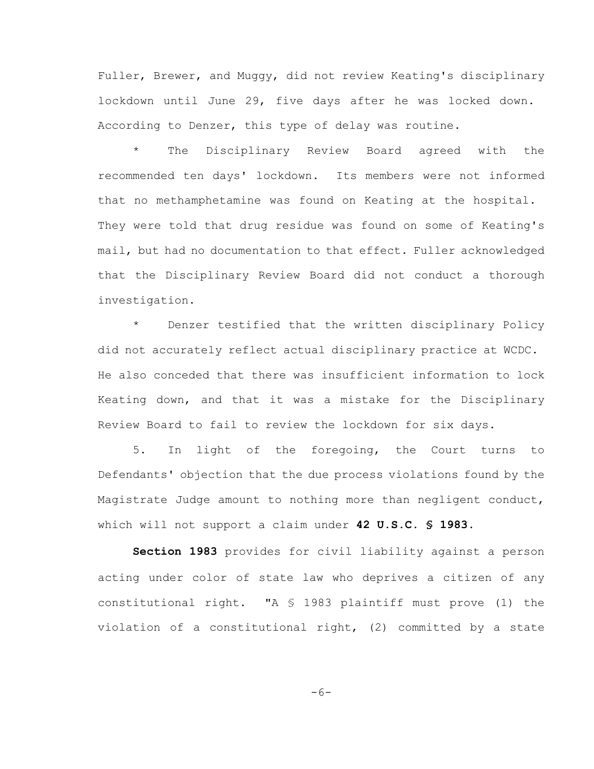Fuller, Brewer, and Muggy, did not review Keating's disciplinary lockdown until June 29, five days after he was locked down. According to Denzer, this type of delay was routine.

* The Disciplinary Review Board agreed with the recommended ten days' lockdown. Its members were not informed that no methamphetamine was found on Keating at the hospital. They were told that drug residue was found on some of Keating's mail, but had no documentation to that effect. Fuller acknowledged that the Disciplinary Review Board did not conduct a thorough investigation.

* Denzer testified that the written disciplinary Policy did not accurately reflect actual disciplinary practice at WCDC. He also conceded that there was insufficient information to lock Keating down, and that it was a mistake for the Disciplinary Review Board to fail to review the lockdown for six days.

5. In light of the foregoing, the Court turns to Defendants' objection that the due process violations found by the Magistrate Judge amount to nothing more than negligent conduct, which will not support a claim under **42 U.S.C. § 1983.**

**Section 1983** provides for civil liability against a person acting under color of state law who deprives a citizen of any constitutional right. "A § 1983 plaintiff must prove (1) the violation of a constitutional right, (2) committed by a state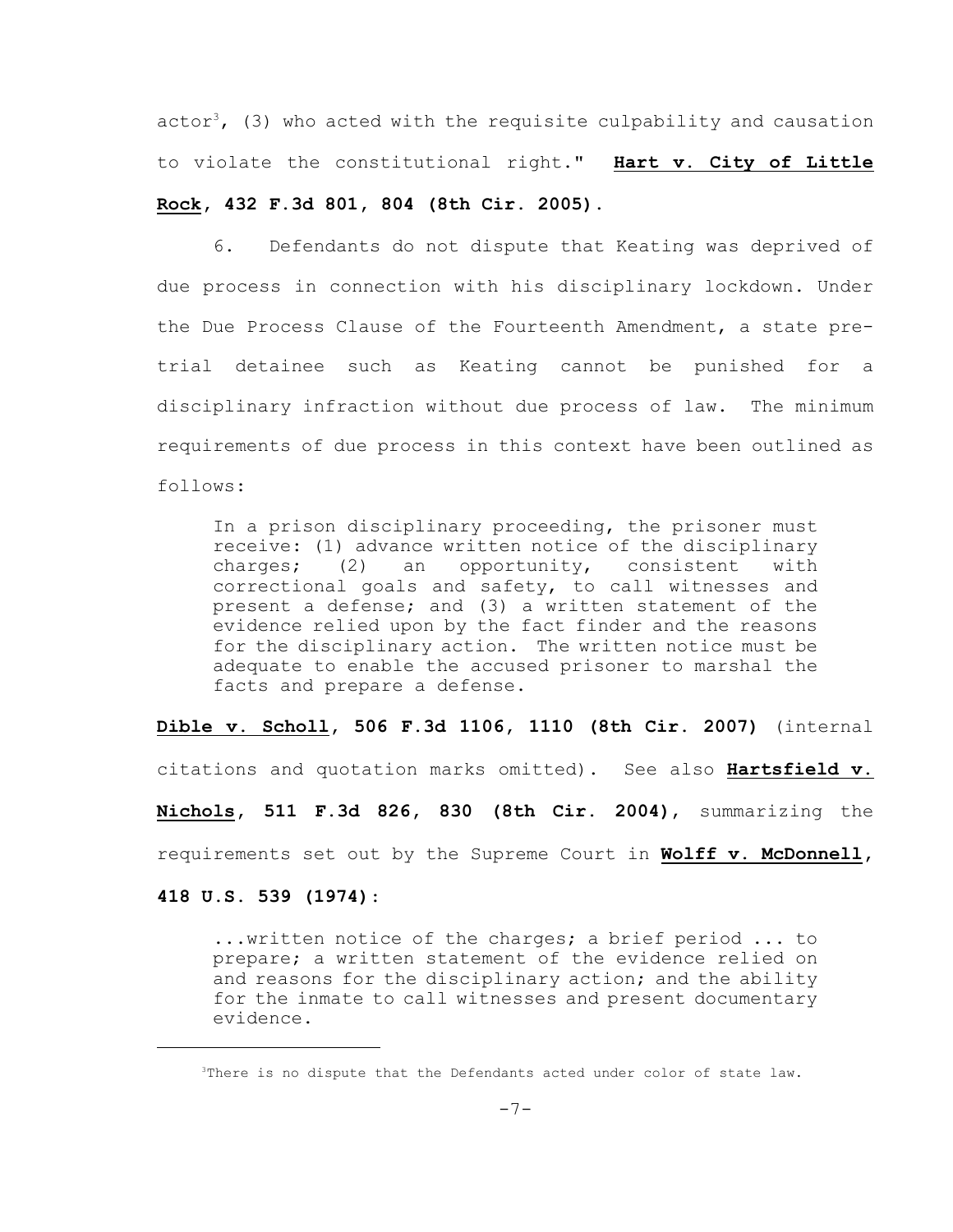actor[3], (3) who acted with the requisite culpability and causation to violate the constitutional right." **Hart v. City of Little Rock, 432 F.3d 801, 804 (8th Cir. 2005).**

6. Defendants do not dispute that Keating was deprived of due process in connection with his disciplinary lockdown. Under the Due Process Clause of the Fourteenth Amendment, a state pre-trial detainee such as Keating cannot be punished for a disciplinary infraction without due process of law. The minimum requirements of due process in this context have been outlined as follows:

> In a prison disciplinary proceeding, the prisoner must receive: (1) advance written notice of the disciplinary charges; (2) an opportunity, consistent with correctional goals and safety, to call witnesses and present a defense; and (3) a written statement of the evidence relied upon by the fact finder and the reasons for the disciplinary action. The written notice must be adequate to enable the accused prisoner to marshal the facts and prepare a defense.

**Dible v. Scholl, 506 F.3d 1106, 1110 (8th Cir. 2007)** (internal citations and quotation marks omitted). See also **Hartsfield v. Nichols, 511 F.3d 826, 830 (8th Cir. 2004)**, summarizing the requirements set out by the Supreme Court in **Wolff v. McDonnell, 418 U.S. 539 (1974)**:

> ...written notice of the charges; a brief period ... to prepare; a written statement of the evidence relied on and reasons for the disciplinary action; and the ability for the inmate to call witnesses and present documentary evidence.

---

[3] There is no dispute that the Defendants acted under color of state law.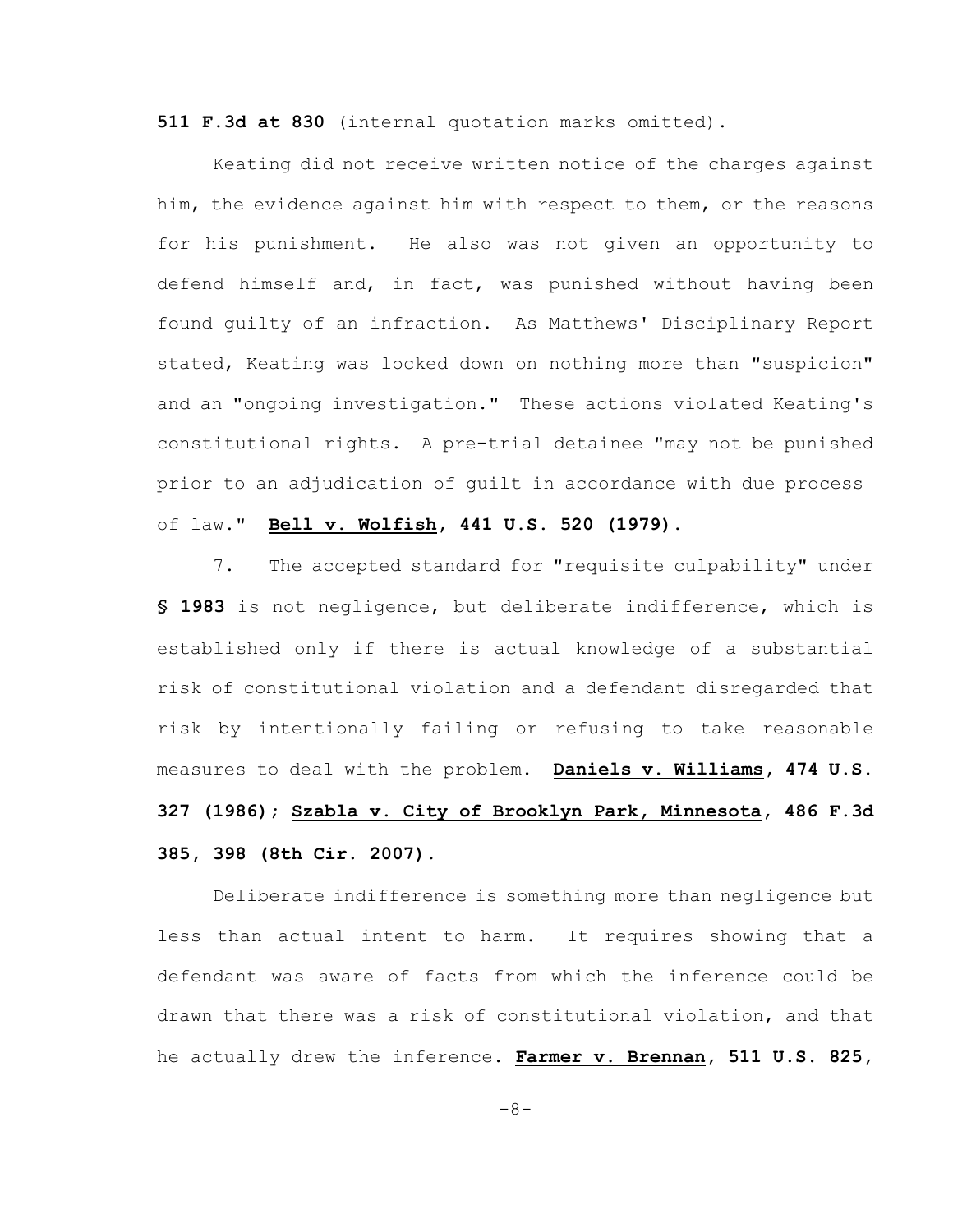**511 F.3d at 830** (internal quotation marks omitted).

Keating did not receive written notice of the charges against him, the evidence against him with respect to them, or the reasons for his punishment. He also was not given an opportunity to defend himself and, in fact, was punished without having been found guilty of an infraction. As Matthews' Disciplinary Report stated, Keating was locked down on nothing more than "suspicion" and an "ongoing investigation." These actions violated Keating's constitutional rights. A pre-trial detainee "may not be punished prior to an adjudication of guilt in accordance with due process of law." **Bell v. Wolfish, 441 U.S. 520 (1979).**

7. The accepted standard for "requisite culpability" under **§ 1983** is not negligence, but deliberate indifference, which is established only if there is actual knowledge of a substantial risk of constitutional violation and a defendant disregarded that risk by intentionally failing or refusing to take reasonable measures to deal with the problem. **Daniels v. Williams, 474 U.S. 327 (1986); Szabla v. City of Brooklyn Park, Minnesota, 486 F.3d 385, 398 (8th Cir. 2007).**

Deliberate indifference is something more than negligence but less than actual intent to harm. It requires showing that a defendant was aware of facts from which the inference could be drawn that there was a risk of constitutional violation, and that he actually drew the inference. **Farmer v. Brennan, 511 U.S. 825,**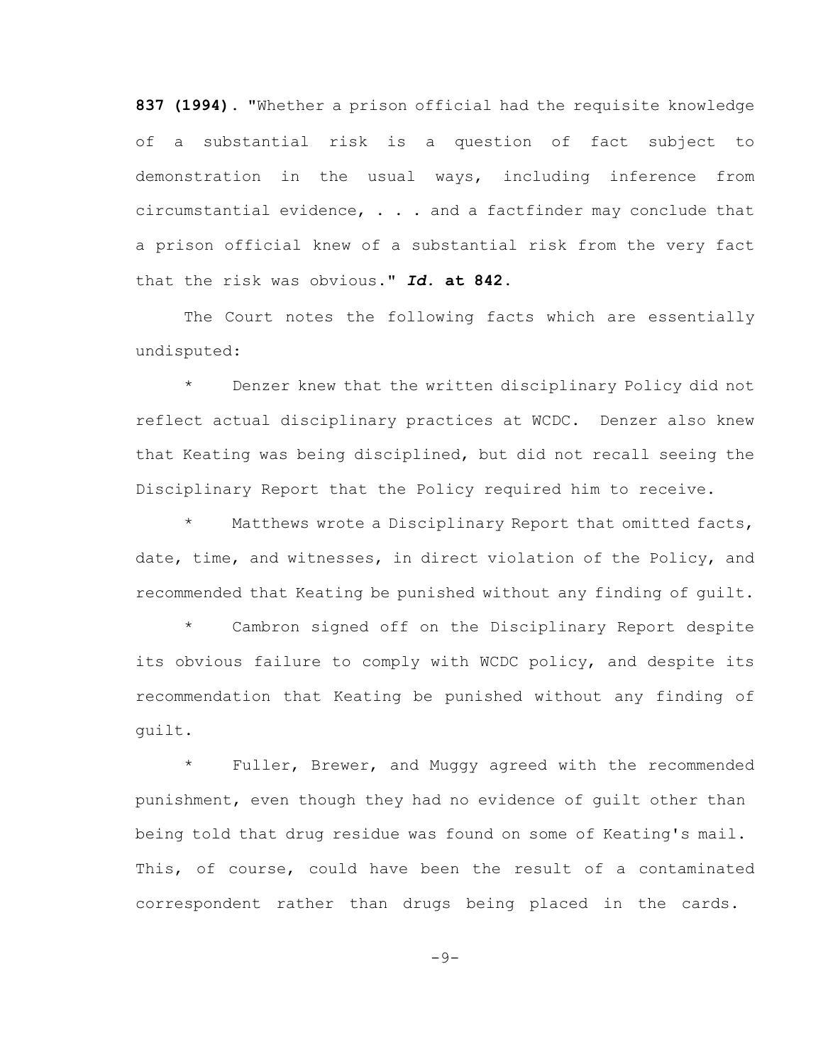**837 (1994).** "Whether a prison official had the requisite knowledge of a substantial risk is a question of fact subject to demonstration in the usual ways, including inference from circumstantial evidence, . . . and a factfinder may conclude that a prison official knew of a substantial risk from the very fact that the risk was obvious." ***Id.* at 842.**

The Court notes the following facts which are essentially undisputed:

* Denzer knew that the written disciplinary Policy did not reflect actual disciplinary practices at WCDC. Denzer also knew that Keating was being disciplined, but did not recall seeing the Disciplinary Report that the Policy required him to receive.

* Matthews wrote a Disciplinary Report that omitted facts, date, time, and witnesses, in direct violation of the Policy, and recommended that Keating be punished without any finding of guilt.

* Cambron signed off on the Disciplinary Report despite its obvious failure to comply with WCDC policy, and despite its recommendation that Keating be punished without any finding of guilt.

* Fuller, Brewer, and Muggy agreed with the recommended punishment, even though they had no evidence of guilt other than being told that drug residue was found on some of Keating's mail. This, of course, could have been the result of a contaminated correspondent rather than drugs being placed in the cards.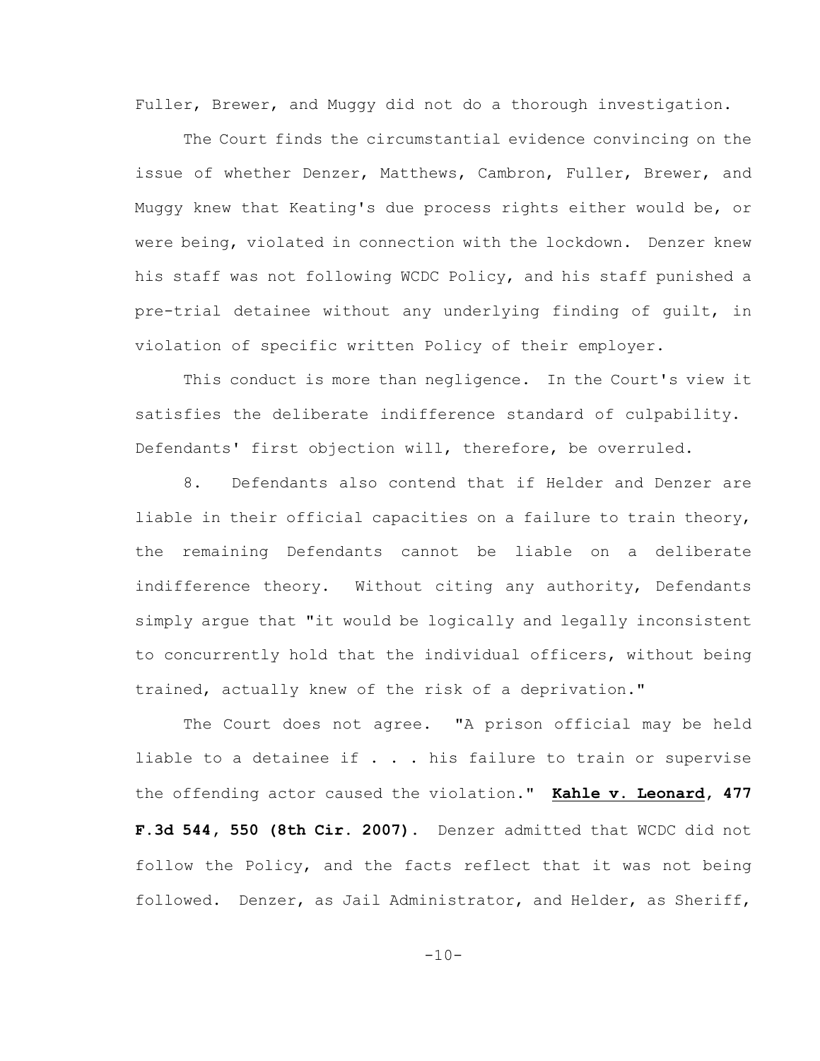Fuller, Brewer, and Muggy did not do a thorough investigation.

The Court finds the circumstantial evidence convincing on the issue of whether Denzer, Matthews, Cambron, Fuller, Brewer, and Muggy knew that Keating's due process rights either would be, or were being, violated in connection with the lockdown. Denzer knew his staff was not following WCDC Policy, and his staff punished a pre-trial detainee without any underlying finding of guilt, in violation of specific written Policy of their employer.

This conduct is more than negligence. In the Court's view it satisfies the deliberate indifference standard of culpability. Defendants' first objection will, therefore, be overruled.

8. Defendants also contend that if Helder and Denzer are liable in their official capacities on a failure to train theory, the remaining Defendants cannot be liable on a deliberate indifference theory. Without citing any authority, Defendants simply argue that "it would be logically and legally inconsistent to concurrently hold that the individual officers, without being trained, actually knew of the risk of a deprivation."

The Court does not agree. "A prison official may be held liable to a detainee if . . . his failure to train or supervise the offending actor caused the violation." **Kahle v. Leonard, 477 F.3d 544, 550 (8th Cir. 2007).** Denzer admitted that WCDC did not follow the Policy, and the facts reflect that it was not being followed. Denzer, as Jail Administrator, and Helder, as Sheriff,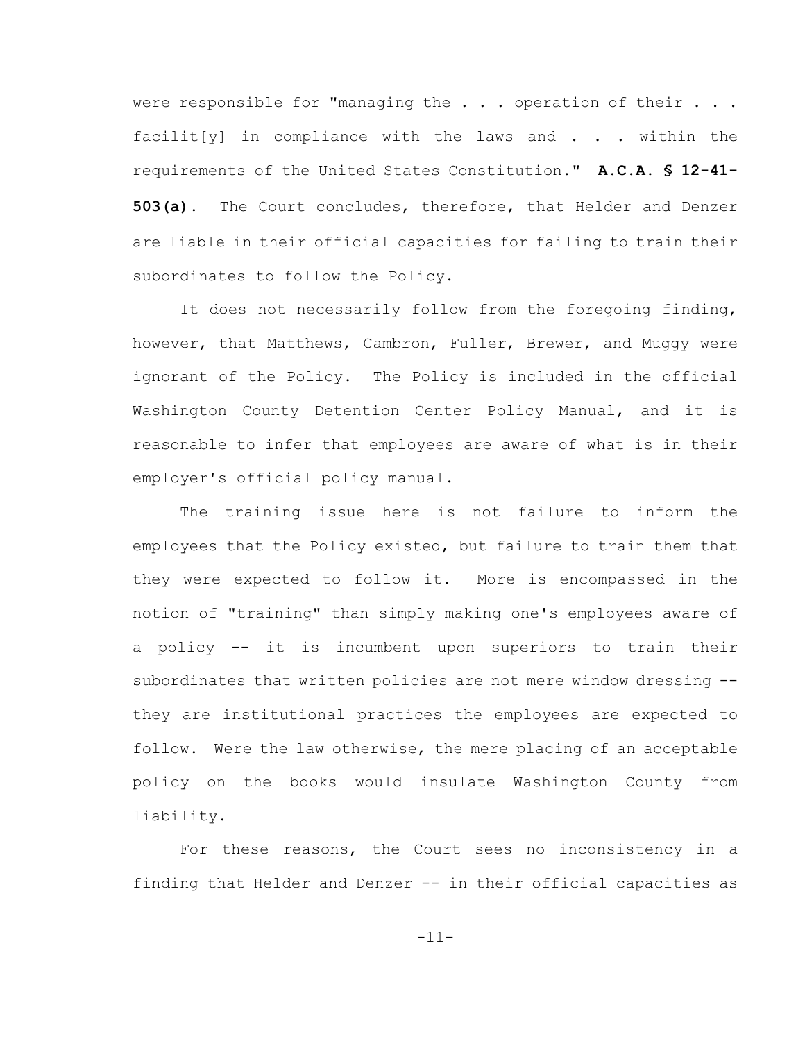were responsible for "managing the . . . operation of their . . . facilit[y] in compliance with the laws and . . . within the requirements of the United States Constitution." **A.C.A. § 12-41-503(a)**. The Court concludes, therefore, that Helder and Denzer are liable in their official capacities for failing to train their subordinates to follow the Policy.

It does not necessarily follow from the foregoing finding, however, that Matthews, Cambron, Fuller, Brewer, and Muggy were ignorant of the Policy. The Policy is included in the official Washington County Detention Center Policy Manual, and it is reasonable to infer that employees are aware of what is in their employer's official policy manual.

The training issue here is not failure to inform the employees that the Policy existed, but failure to train them that they were expected to follow it. More is encompassed in the notion of "training" than simply making one's employees aware of a policy -- it is incumbent upon superiors to train their subordinates that written policies are not mere window dressing -- they are institutional practices the employees are expected to follow. Were the law otherwise, the mere placing of an acceptable policy on the books would insulate Washington County from liability.

For these reasons, the Court sees no inconsistency in a finding that Helder and Denzer -- in their official capacities as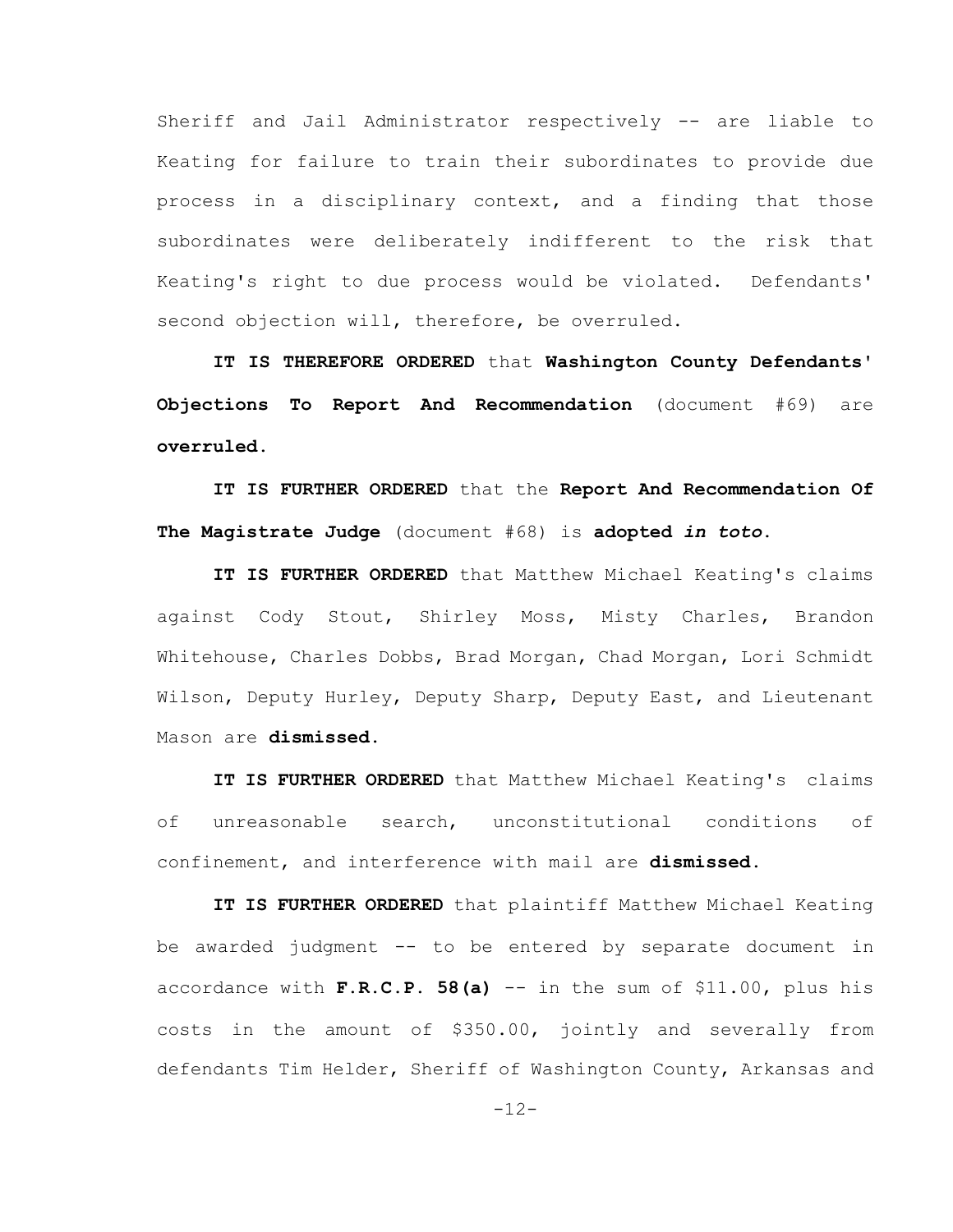Sheriff and Jail Administrator respectively -- are liable to Keating for failure to train their subordinates to provide due process in a disciplinary context, and a finding that those subordinates were deliberately indifferent to the risk that Keating's right to due process would be violated. Defendants' second objection will, therefore, be overruled.

**IT IS THEREFORE ORDERED** that **Washington County Defendants' Objections To Report And Recommendation** (document #69) are **overruled**.

**IT IS FURTHER ORDERED** that the **Report And Recommendation Of The Magistrate Judge** (document #68) is **adopted *in toto***.

**IT IS FURTHER ORDERED** that Matthew Michael Keating's claims against Cody Stout, Shirley Moss, Misty Charles, Brandon Whitehouse, Charles Dobbs, Brad Morgan, Chad Morgan, Lori Schmidt Wilson, Deputy Hurley, Deputy Sharp, Deputy East, and Lieutenant Mason are **dismissed**.

**IT IS FURTHER ORDERED** that Matthew Michael Keating's claims of unreasonable search, unconstitutional conditions of confinement, and interference with mail are **dismissed**.

**IT IS FURTHER ORDERED** that plaintiff Matthew Michael Keating be awarded judgment -- to be entered by separate document in accordance with **F.R.C.P. 58(a)** -- in the sum of $11.00, plus his costs in the amount of $350.00, jointly and severally from defendants Tim Helder, Sheriff of Washington County, Arkansas and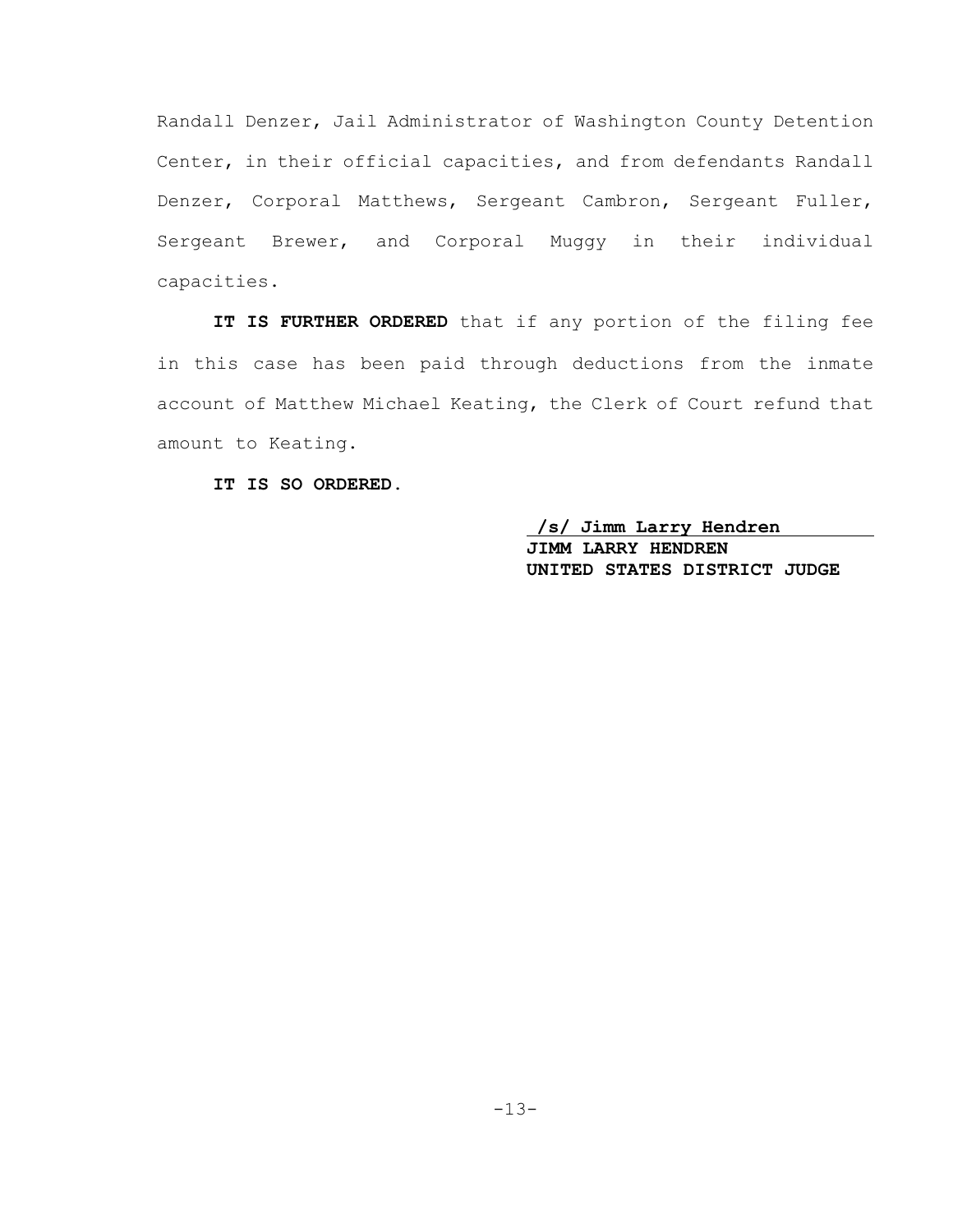Randall Denzer, Jail Administrator of Washington County Detention Center, in their official capacities, and from defendants Randall Denzer, Corporal Matthews, Sergeant Cambron, Sergeant Fuller, Sergeant Brewer, and Corporal Muggy in their individual capacities.

**IT IS FURTHER ORDERED** that if any portion of the filing fee in this case has been paid through deductions from the inmate account of Matthew Michael Keating, the Clerk of Court refund that amount to Keating.

**IT IS SO ORDERED.**

**/s/ Jimm Larry Hendren**
**JIMM LARRY HENDREN**
**UNITED STATES DISTRICT JUDGE**